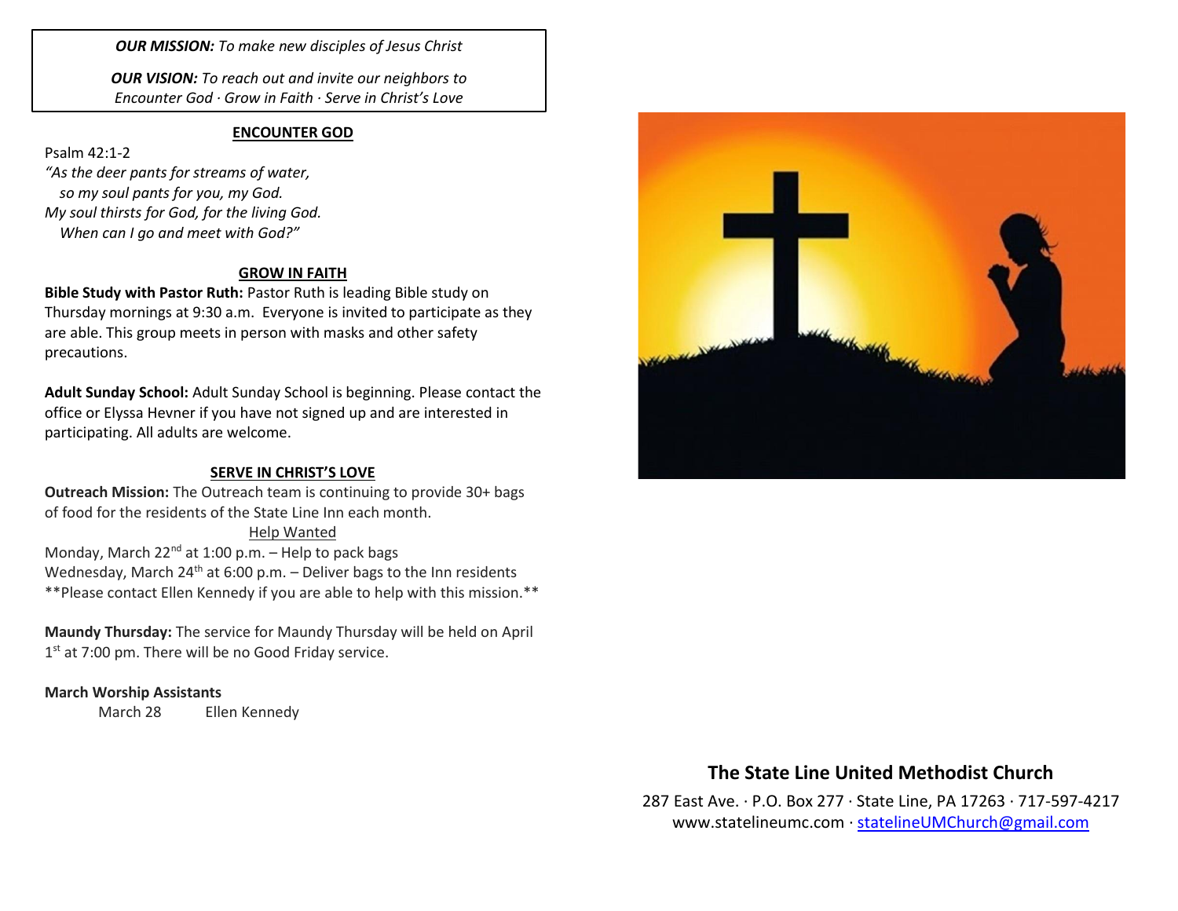***OUR MISSION:*** *To make new disciples of Jesus Christ*

***OUR VISION:*** *To reach out and invite our neighbors to Encounter God · Grow in Faith · Serve in Christ's Love*

## ENCOUNTER GOD

Psalm 42:1-2

*"As the deer pants for streams of water,*
*so my soul pants for you, my God.*
*My soul thirsts for God, for the living God.*
*When can I go and meet with God?"*

## GROW IN FAITH

**Bible Study with Pastor Ruth:** Pastor Ruth is leading Bible study on Thursday mornings at 9:30 a.m. Everyone is invited to participate as they are able. This group meets in person with masks and other safety precautions.

**Adult Sunday School:** Adult Sunday School is beginning. Please contact the office or Elyssa Hevner if you have not signed up and are interested in participating. All adults are welcome.

## SERVE IN CHRIST'S LOVE

**Outreach Mission:** The Outreach team is continuing to provide 30+ bags of food for the residents of the State Line Inn each month.

Help Wanted

Monday, March 22nd at 1:00 p.m. – Help to pack bags
Wednesday, March 24th at 6:00 p.m. – Deliver bags to the Inn residents
**Please contact Ellen Kennedy if you are able to help with this mission.**

**Maundy Thursday:** The service for Maundy Thursday will be held on April 1st at 7:00 pm. There will be no Good Friday service.

**March Worship Assistants**

March 28 Ellen Kennedy

**The State Line United Methodist Church**

287 East Ave. · P.O. Box 277 · State Line, PA 17263 · 717-597-4217
www.statelineumc.com · statelineUMChurch@gmail.com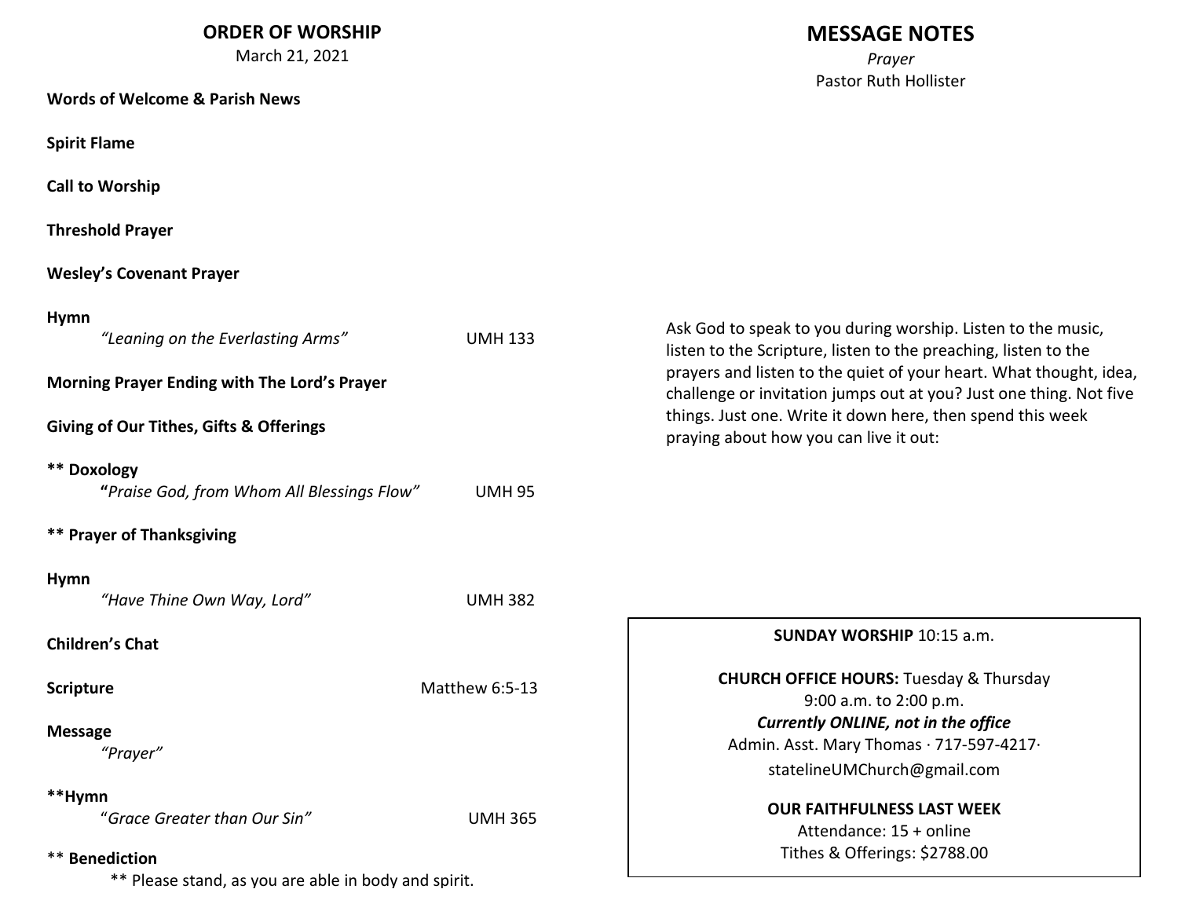## ORDER OF WORSHIP

March 21, 2021

**Words of Welcome & Parish News**

**Spirit Flame**

**Call to Worship**

**Threshold Prayer**

**Wesley's Covenant Prayer**

**Hymn**
*"Leaning on the Everlasting Arms"* UMH 133

**Morning Prayer Ending with The Lord's Prayer**

**Giving of Our Tithes, Gifts & Offerings**

**\*\* Doxology**
**"***Praise God, from Whom All Blessings Flow"* UMH 95

**\*\* Prayer of Thanksgiving**

**Hymn**
*"Have Thine Own Way, Lord"* UMH 382

**Children's Chat**

**Scripture** Matthew 6:5-13

**Message**
*"Prayer"*

**\*\*Hymn**
"*Grace Greater than Our Sin"* UMH 365

\*\* **Benediction**

\*\* Please stand, as you are able in body and spirit.

## MESSAGE NOTES

*Prayer*
Pastor Ruth Hollister

Ask God to speak to you during worship. Listen to the music, listen to the Scripture, listen to the preaching, listen to the prayers and listen to the quiet of your heart. What thought, idea, challenge or invitation jumps out at you? Just one thing. Not five things. Just one. Write it down here, then spend this week praying about how you can live it out:

**SUNDAY WORSHIP** 10:15 a.m.

**CHURCH OFFICE HOURS:** Tuesday & Thursday
9:00 a.m. to 2:00 p.m.
***Currently ONLINE, not in the office***
Admin. Asst. Mary Thomas · 717-597-4217·
statelineUMChurch@gmail.com

**OUR FAITHFULNESS LAST WEEK**
Attendance: 15 + online
Tithes & Offerings: $2788.00